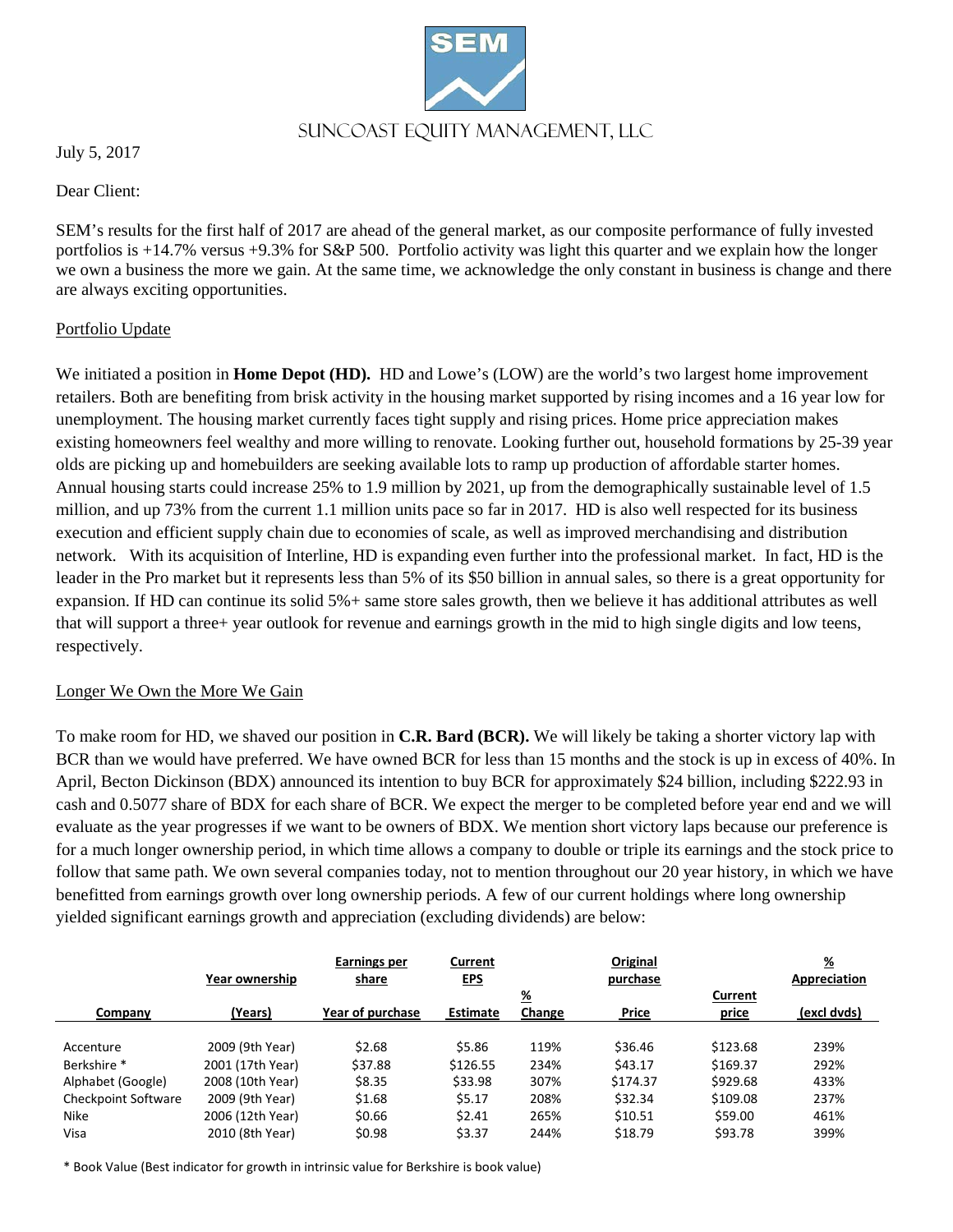# SUNCOAST EQUITY MANAGEMENT, LLC

July 5, 2017

Dear Client:

SEM's results for the first half of 2017 are ahead of the general market, as our composite performance of fully invested portfolios is +14.7% versus +9.3% for S&P 500. Portfolio activity was light this quarter and we explain how the longer we own a business the more we gain. At the same time, we acknowledge the only constant in business is change and there are always exciting opportunities.

## Portfolio Update

We initiated a position in **Home Depot (HD).** HD and Lowe's (LOW) are the world's two largest home improvement retailers. Both are benefiting from brisk activity in the housing market supported by rising incomes and a 16 year low for unemployment. The housing market currently faces tight supply and rising prices. Home price appreciation makes existing homeowners feel wealthy and more willing to renovate. Looking further out, household formations by 25-39 year olds are picking up and homebuilders are seeking available lots to ramp up production of affordable starter homes. Annual housing starts could increase 25% to 1.9 million by 2021, up from the demographically sustainable level of 1.5 million, and up 73% from the current 1.1 million units pace so far in 2017. HD is also well respected for its business execution and efficient supply chain due to economies of scale, as well as improved merchandising and distribution network. With its acquisition of Interline, HD is expanding even further into the professional market. In fact, HD is the leader in the Pro market but it represents less than 5% of its $50 billion in annual sales, so there is a great opportunity for expansion. If HD can continue its solid 5%+ same store sales growth, then we believe it has additional attributes as well that will support a three+ year outlook for revenue and earnings growth in the mid to high single digits and low teens, respectively.

## Longer We Own the More We Gain

To make room for HD, we shaved our position in **C.R. Bard (BCR).** We will likely be taking a shorter victory lap with BCR than we would have preferred. We have owned BCR for less than 15 months and the stock is up in excess of 40%. In April, Becton Dickinson (BDX) announced its intention to buy BCR for approximately $24 billion, including $222.93 in cash and 0.5077 share of BDX for each share of BCR. We expect the merger to be completed before year end and we will evaluate as the year progresses if we want to be owners of BDX. We mention short victory laps because our preference is for a much longer ownership period, in which time allows a company to double or triple its earnings and the stock price to follow that same path. We own several companies today, not to mention throughout our 20 year history, in which we have benefitted from earnings growth over long ownership periods. A few of our current holdings where long ownership yielded significant earnings growth and appreciation (excluding dividends) are below:

| Company | Year ownership (Years) | Earnings per share Year of purchase | Current EPS Estimate | % Change | Original purchase Price | Current price | % Appreciation (excl dvds) |
|---|---|---|---|---|---|---|---|
| Accenture | 2009 (9th Year) | $2.68 | $5.86 | 119% | $36.46 | $123.68 | 239% |
| Berkshire * | 2001 (17th Year) | $37.88 | $126.55 | 234% | $43.17 | $169.37 | 292% |
| Alphabet (Google) | 2008 (10th Year) | $8.35 | $33.98 | 307% | $174.37 | $929.68 | 433% |
| Checkpoint Software | 2009 (9th Year) | $1.68 | $5.17 | 208% | $32.34 | $109.08 | 237% |
| Nike | 2006 (12th Year) | $0.66 | $2.41 | 265% | $10.51 | $59.00 | 461% |
| Visa | 2010 (8th Year) | $0.98 | $3.37 | 244% | $18.79 | $93.78 | 399% |

\* Book Value (Best indicator for growth in intrinsic value for Berkshire is book value)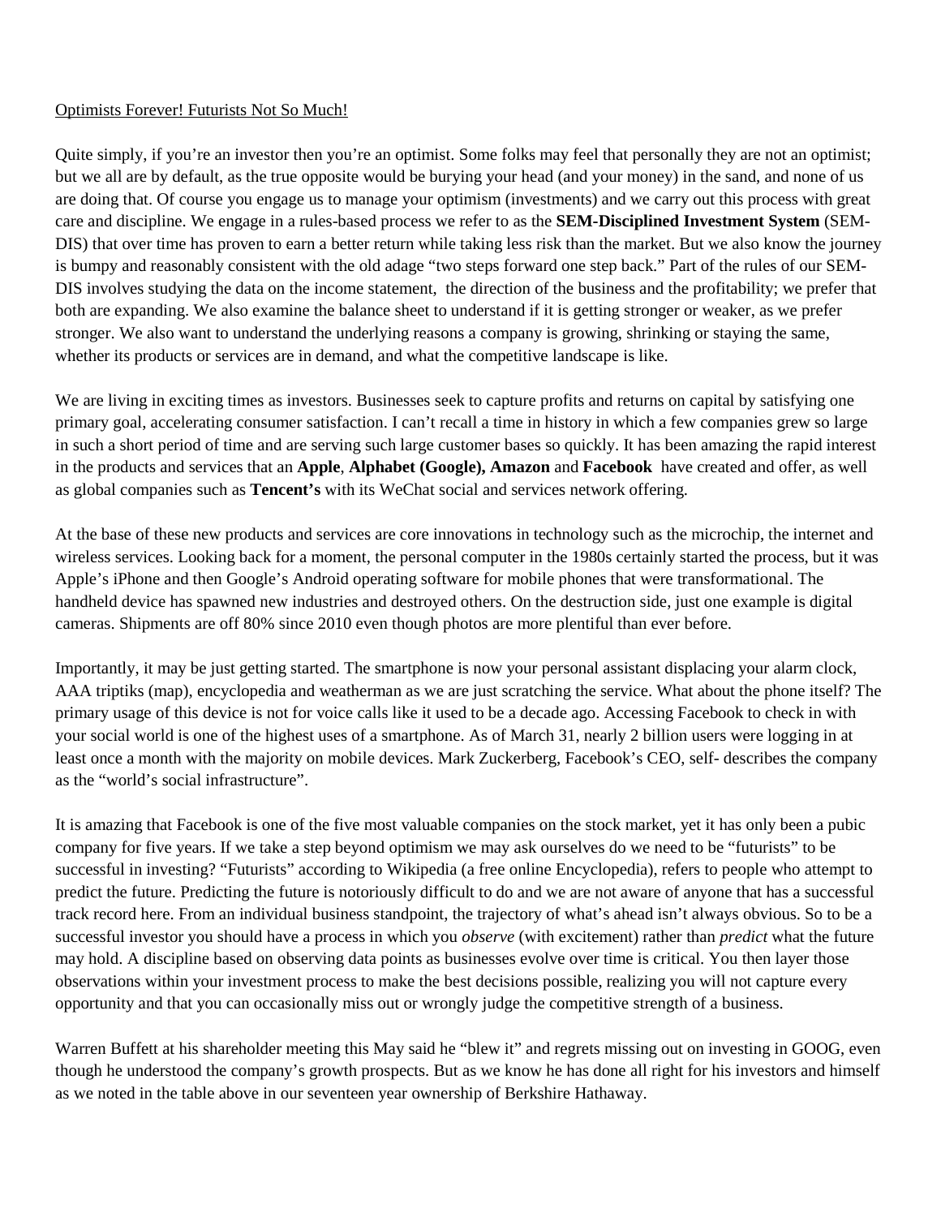Optimists Forever! Futurists Not So Much!

Quite simply, if you're an investor then you're an optimist. Some folks may feel that personally they are not an optimist; but we all are by default, as the true opposite would be burying your head (and your money) in the sand, and none of us are doing that. Of course you engage us to manage your optimism (investments) and we carry out this process with great care and discipline. We engage in a rules-based process we refer to as the **SEM-Disciplined Investment System** (SEM-DIS) that over time has proven to earn a better return while taking less risk than the market. But we also know the journey is bumpy and reasonably consistent with the old adage "two steps forward one step back." Part of the rules of our SEM-DIS involves studying the data on the income statement, the direction of the business and the profitability; we prefer that both are expanding. We also examine the balance sheet to understand if it is getting stronger or weaker, as we prefer stronger. We also want to understand the underlying reasons a company is growing, shrinking or staying the same, whether its products or services are in demand, and what the competitive landscape is like.

We are living in exciting times as investors. Businesses seek to capture profits and returns on capital by satisfying one primary goal, accelerating consumer satisfaction. I can't recall a time in history in which a few companies grew so large in such a short period of time and are serving such large customer bases so quickly. It has been amazing the rapid interest in the products and services that an **Apple**, **Alphabet (Google), Amazon** and **Facebook** have created and offer, as well as global companies such as **Tencent's** with its WeChat social and services network offering.

At the base of these new products and services are core innovations in technology such as the microchip, the internet and wireless services. Looking back for a moment, the personal computer in the 1980s certainly started the process, but it was Apple's iPhone and then Google's Android operating software for mobile phones that were transformational. The handheld device has spawned new industries and destroyed others. On the destruction side, just one example is digital cameras. Shipments are off 80% since 2010 even though photos are more plentiful than ever before.

Importantly, it may be just getting started. The smartphone is now your personal assistant displacing your alarm clock, AAA triptiks (map), encyclopedia and weatherman as we are just scratching the service. What about the phone itself? The primary usage of this device is not for voice calls like it used to be a decade ago. Accessing Facebook to check in with your social world is one of the highest uses of a smartphone. As of March 31, nearly 2 billion users were logging in at least once a month with the majority on mobile devices. Mark Zuckerberg, Facebook's CEO, self- describes the company as the "world's social infrastructure".

It is amazing that Facebook is one of the five most valuable companies on the stock market, yet it has only been a pubic company for five years. If we take a step beyond optimism we may ask ourselves do we need to be "futurists" to be successful in investing? "Futurists" according to Wikipedia (a free online Encyclopedia), refers to people who attempt to predict the future. Predicting the future is notoriously difficult to do and we are not aware of anyone that has a successful track record here. From an individual business standpoint, the trajectory of what's ahead isn't always obvious. So to be a successful investor you should have a process in which you *observe* (with excitement) rather than *predict* what the future may hold. A discipline based on observing data points as businesses evolve over time is critical. You then layer those observations within your investment process to make the best decisions possible, realizing you will not capture every opportunity and that you can occasionally miss out or wrongly judge the competitive strength of a business.

Warren Buffett at his shareholder meeting this May said he "blew it" and regrets missing out on investing in GOOG, even though he understood the company's growth prospects. But as we know he has done all right for his investors and himself as we noted in the table above in our seventeen year ownership of Berkshire Hathaway.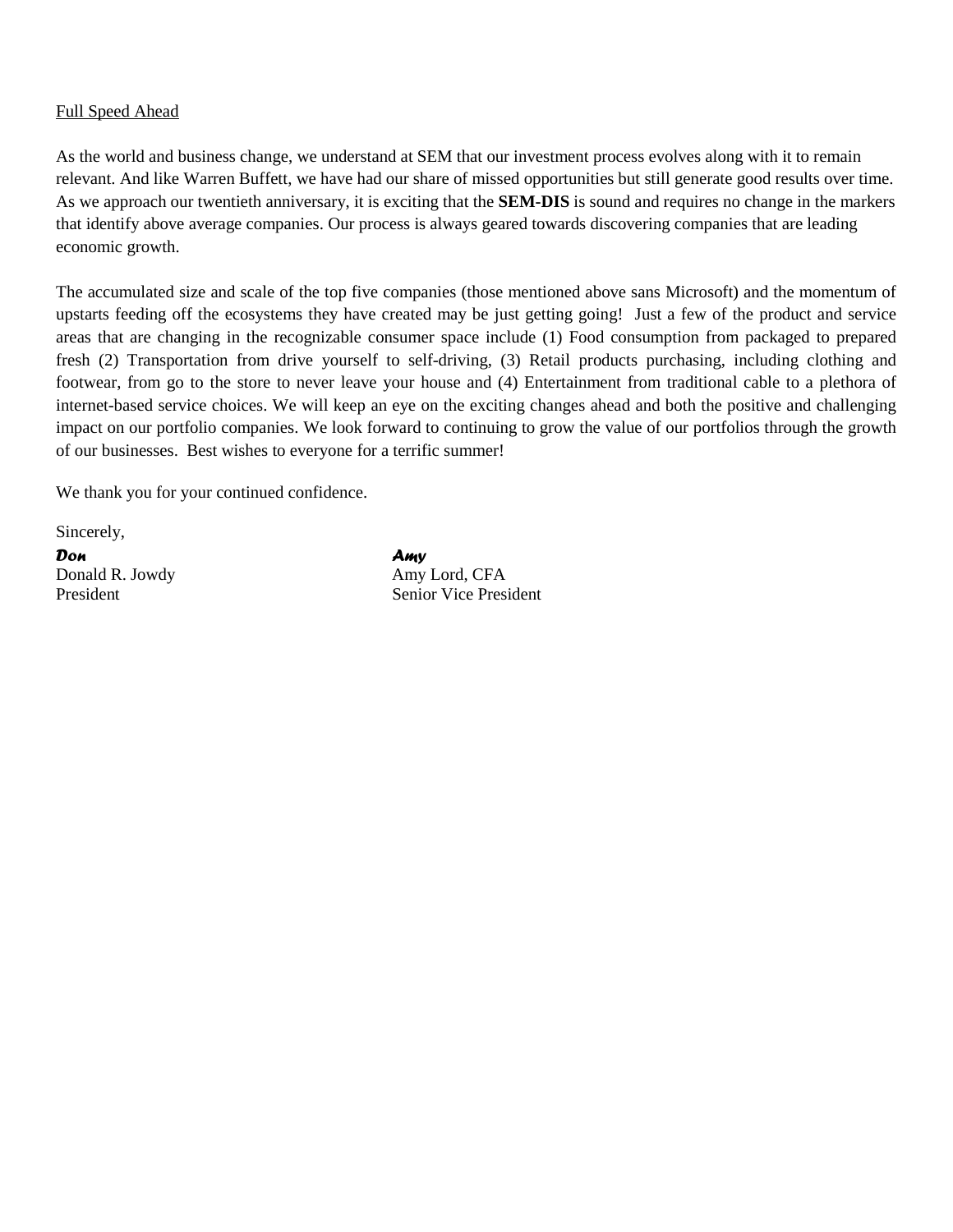Full Speed Ahead

As the world and business change, we understand at SEM that our investment process evolves along with it to remain relevant. And like Warren Buffett, we have had our share of missed opportunities but still generate good results over time. As we approach our twentieth anniversary, it is exciting that the **SEM-DIS** is sound and requires no change in the markers that identify above average companies. Our process is always geared towards discovering companies that are leading economic growth.

The accumulated size and scale of the top five companies (those mentioned above sans Microsoft) and the momentum of upstarts feeding off the ecosystems they have created may be just getting going! Just a few of the product and service areas that are changing in the recognizable consumer space include (1) Food consumption from packaged to prepared fresh (2) Transportation from drive yourself to self-driving, (3) Retail products purchasing, including clothing and footwear, from go to the store to never leave your house and (4) Entertainment from traditional cable to a plethora of internet-based service choices. We will keep an eye on the exciting changes ahead and both the positive and challenging impact on our portfolio companies. We look forward to continuing to grow the value of our portfolios through the growth of our businesses. Best wishes to everyone for a terrific summer!

We thank you for your continued confidence.

Sincerely,

*Don*
Donald R. Jowdy
President

*Amy*
Amy Lord, CFA
Senior Vice President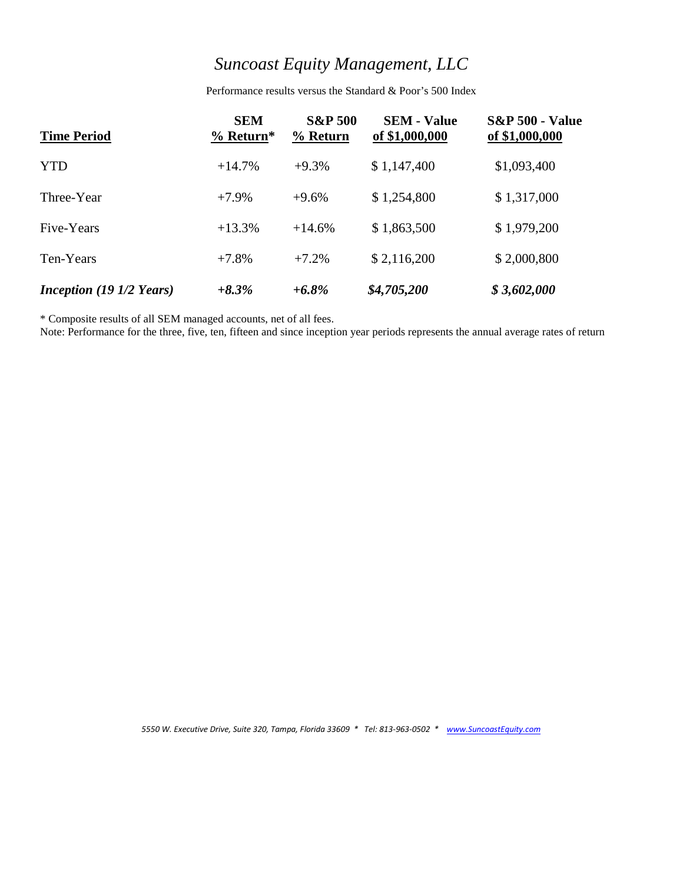# *Suncoast Equity Management, LLC*

Performance results versus the Standard & Poor's 500 Index

| **Time Period** | **SEM % Return*** | **S&P 500 % Return** | **SEM - Value of $1,000,000** | **S&P 500 - Value of $1,000,000** |
|---|---|---|---|---|
| YTD | +14.7% | +9.3% | $ 1,147,400 | $1,093,400 |
| Three-Year | +7.9% | +9.6% | $ 1,254,800 | $ 1,317,000 |
| Five-Years | +13.3% | +14.6% | $ 1,863,500 | $ 1,979,200 |
| Ten-Years | +7.8% | +7.2% | $ 2,116,200 | $ 2,000,800 |
| ***Inception (19 1/2 Years)*** | ***+8.3%*** | ***+6.8%*** | ***$4,705,200*** | ***$ 3,602,000*** |

* Composite results of all SEM managed accounts, net of all fees.

Note: Performance for the three, five, ten, fifteen and since inception year periods represents the annual average rates of return

*5550 W. Executive Drive, Suite 320, Tampa, Florida 33609 * Tel: 813-963-0502 * www.SuncoastEquity.com*